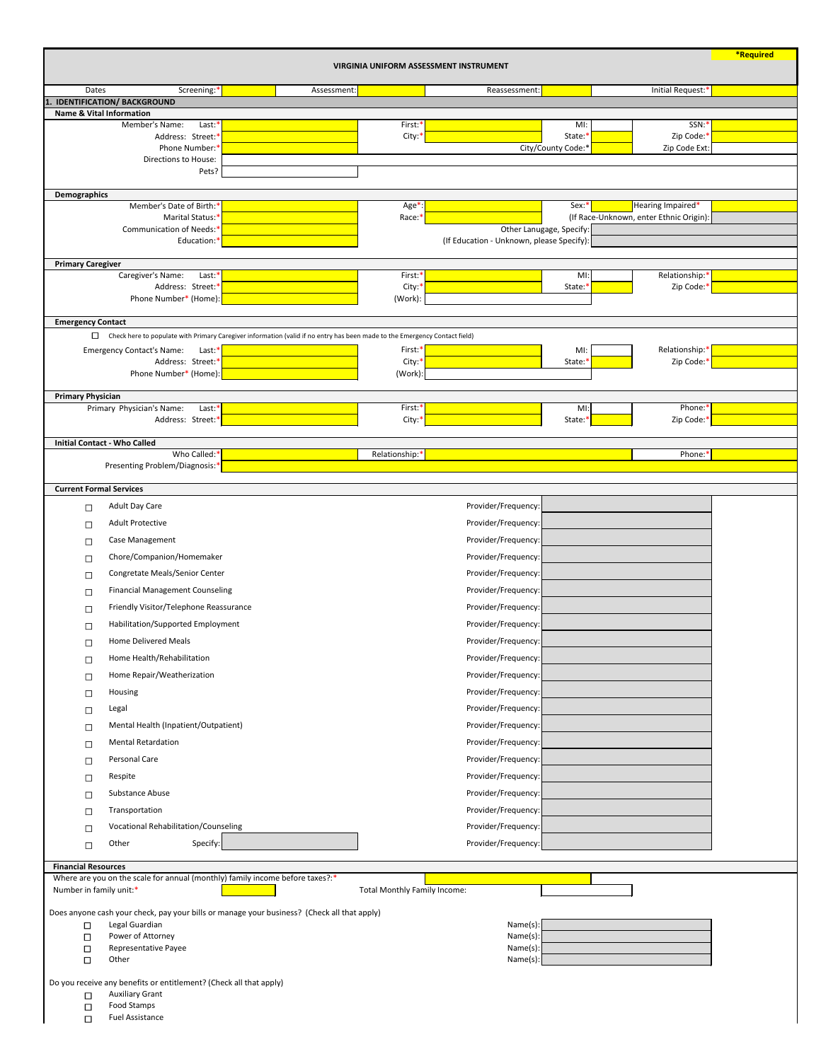*Required

# VIRGINIA UNIFORM ASSESSMENT INSTRUMENT

| Dates | Screening:* | | Assessment: | | Reassessment: | | Initial Request:* | |
|---|---|---|---|---|---|---|---|---|

## 1. IDENTIFICATION/ BACKGROUND

### Name & Vital Information

| | | | | | | | |
|---|---|---|---|---|---|---|---|
| Member's Name: Last:* | | First:* | | MI: | | SSN:* | |
| Address: Street:* | | City:* | | State:* | | Zip Code:* | |
| Phone Number:* | | | | City/County Code:* | | Zip Code Ext: | |
| Directions to House: | | | | | | | |
| Pets? | | | | | | | |

### Demographics

| | | | | | | | |
|---|---|---|---|---|---|---|---|
| Member's Date of Birth:* | | Age*: | | Sex:* | | Hearing Impaired* | |
| Marital Status:* | | Race:* | | (If Race-Unknown, enter Ethnic Origin): | | | |
| Communication of Needs:* | | | Other Lanugage, Specify: | | | | |
| Education:* | | | (If Education - Unknown, please Specify): | | | | |

### Primary Caregiver

| | | | | | | | |
|---|---|---|---|---|---|---|---|
| Caregiver's Name: Last:* | | First:* | | MI: | | Relationship:* | |
| Address: Street:* | | City:* | | State:* | | Zip Code:* | |
| Phone Number* (Home): | | (Work): | | | | | |

### Emergency Contact

☐ Check here to populate with Primary Caregiver information (valid if no entry has been made to the Emergency Contact field)

| | | | | | | | |
|---|---|---|---|---|---|---|---|
| Emergency Contact's Name: Last:* | | First:* | | MI: | | Relationship:* | |
| Address: Street:* | | City:* | | State:* | | Zip Code:* | |
| Phone Number* (Home): | | (Work): | | | | | |

### Primary Physician

| | | | | | | | |
|---|---|---|---|---|---|---|---|
| Primary Physician's Name: Last:* | | First:* | | MI: | | Phone:* | |
| Address: Street:* | | City:* | | State:* | | Zip Code:* | |

### Initial Contact - Who Called

| | | | | | |
|---|---|---|---|---|---|
| Who Called:* | | Relationship:* | | Phone:* | |
| Presenting Problem/Diagnosis:* | | | | | |

### Current Formal Services

| | Service | | Provider/Frequency: |
|---|---|---|---|
| ☐ | Adult Day Care | | |
| ☐ | Adult Protective | | |
| ☐ | Case Management | | |
| ☐ | Chore/Companion/Homemaker | | |
| ☐ | Congregate Meals/Senior Center | | |
| ☐ | Financial Management Counseling | | |
| ☐ | Friendly Visitor/Telephone Reassurance | | |
| ☐ | Habilitation/Supported Employment | | |
| ☐ | Home Delivered Meals | | |
| ☐ | Home Health/Rehabilitation | | |
| ☐ | Home Repair/Weatherization | | |
| ☐ | Housing | | |
| ☐ | Legal | | |
| ☐ | Mental Health (Inpatient/Outpatient) | | |
| ☐ | Mental Retardation | | |
| ☐ | Personal Care | | |
| ☐ | Respite | | |
| ☐ | Substance Abuse | | |
| ☐ | Transportation | | |
| ☐ | Vocational Rehabilitation/Counseling | | |
| ☐ | Other | Specify: | |

### Financial Resources

Where are you on the scale for annual (monthly) family income before taxes?:*

Number in family unit:* ______ Total Monthly Family Income: ______

Does anyone cash your check, pay your bills or manage your business? (Check all that apply)

| | | Name(s): |
|---|---|---|
| ☐ | Legal Guardian | |
| ☐ | Power of Attorney | |
| ☐ | Representative Payee | |
| ☐ | Other | |

Do you receive any benefits or entitlement? (Check all that apply)

- ☐ Auxiliary Grant
- ☐ Food Stamps
- ☐ Fuel Assistance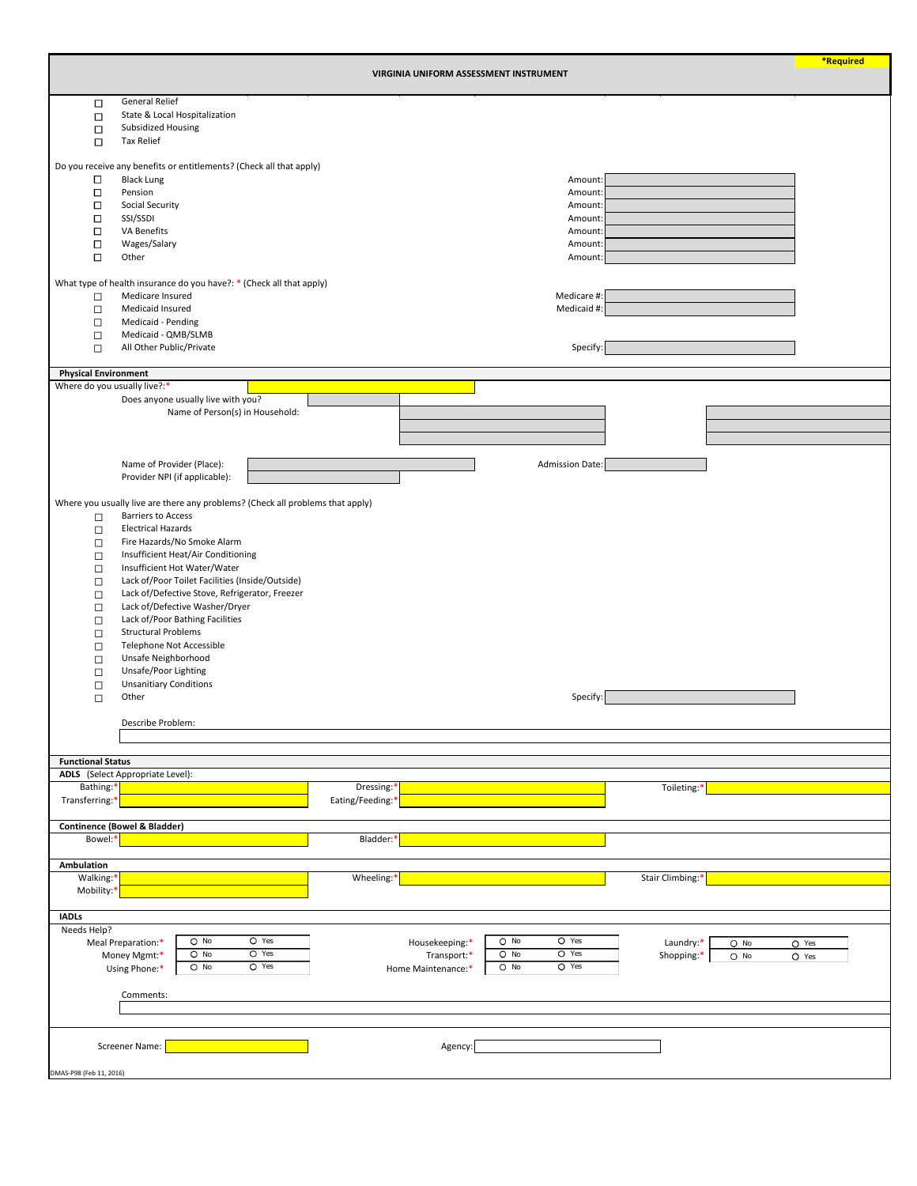# VIRGINIA UNIFORM ASSESSMENT INSTRUMENT

*Required

- ☐ General Relief
- ☐ State & Local Hospitalization
- ☐ Subsidized Housing
- ☐ Tax Relief

Do you receive any benefits or entitlements? (Check all that apply)

| | | |
|---|---|---|
| ☐ | Black Lung | Amount: |
| ☐ | Pension | Amount: |
| ☐ | Social Security | Amount: |
| ☐ | SSI/SSDI | Amount: |
| ☐ | VA Benefits | Amount: |
| ☐ | Wages/Salary | Amount: |
| ☐ | Other | Amount: |

What type of health insurance do you have?: * (Check all that apply)

| | | |
|---|---|---|
| ☐ | Medicare Insured | Medicare #: |
| ☐ | Medicaid Insured | Medicaid #: |
| ☐ | Medicaid - Pending | |
| ☐ | Medicaid - QMB/SLMB | |
| ☐ | All Other Public/Private | Specify: |

## Physical Environment

Where do you usually live?:*

Does anyone usually live with you?

Name of Person(s) in Household:

Name of Provider (Place): Admission Date:

Provider NPI (if applicable):

Where you usually live are there any problems? (Check all problems that apply)

- ☐ Barriers to Access
- ☐ Electrical Hazards
- ☐ Fire Hazards/No Smoke Alarm
- ☐ Insufficient Heat/Air Conditioning
- ☐ Insufficient Hot Water/Water
- ☐ Lack of/Poor Toilet Facilities (Inside/Outside)
- ☐ Lack of/Defective Stove, Refrigerator, Freezer
- ☐ Lack of/Defective Washer/Dryer
- ☐ Lack of/Poor Bathing Facilities
- ☐ Structural Problems
- ☐ Telephone Not Accessible
- ☐ Unsafe Neighborhood
- ☐ Unsafe/Poor Lighting
- ☐ Unsanitiary Conditions
- ☐ Other — Specify:

Describe Problem:

## Functional Status

**ADLS** (Select Appropriate Level):

| | | | | | |
|---|---|---|---|---|---|
| Bathing:* | | Dressing:* | | Toileting:* | |
| Transferring:* | | Eating/Feeding:* | | | |

**Continence (Bowel & Bladder)**

| | | | |
|---|---|---|---|
| Bowel:* | | Bladder:* | |

**Ambulation**

| | | | | | |
|---|---|---|---|---|---|
| Walking:* | | Wheeling:* | | Stair Climbing:* | |
| Mobility:* | | | | | |

**IADLs**

Needs Help?

| | | | | | |
|---|---|---|---|---|---|
| Meal Preparation:* | ○ No ○ Yes | Housekeeping:* | ○ No ○ Yes | Laundry:* | ○ No ○ Yes |
| Money Mgmt:* | ○ No ○ Yes | Transport:* | ○ No ○ Yes | Shopping:* | ○ No ○ Yes |
| Using Phone:* | ○ No ○ Yes | Home Maintenance:* | ○ No ○ Yes | | |

Comments:

Screener Name: Agency:

DMAS-P98 (Feb 11, 2016)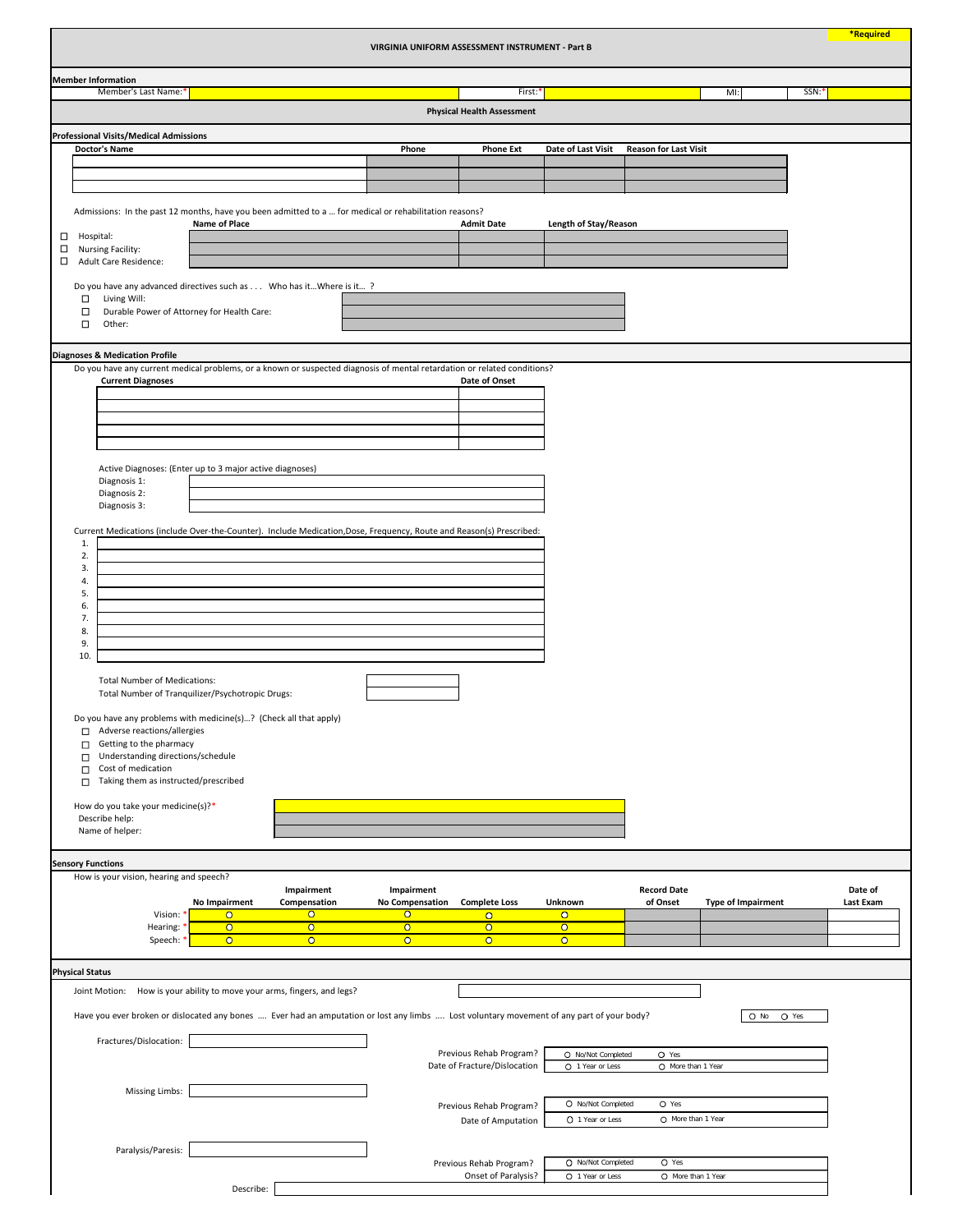*Required

# VIRGINIA UNIFORM ASSESSMENT INSTRUMENT - Part B

**Member Information**

Member's Last Name:* | First:* | MI: | SSN:*

## Physical Health Assessment

**Professional Visits/Medical Admissions**

| Doctor's Name | Phone | Phone Ext | Date of Last Visit | Reason for Last Visit |
|---|---|---|---|---|
| | | | | |
| | | | | |
| | | | | |

Admissions: In the past 12 months, have you been admitted to a ... for medical or rehabilitation reasons?

| | Name of Place | Admit Date | Length of Stay/Reason |
|---|---|---|---|
| ☐ Hospital: | | | |
| ☐ Nursing Facility: | | | |
| ☐ Adult Care Residence: | | | |

Do you have any advanced directives such as . . . Who has it...Where is it... ?

- ☐ Living Will:
- ☐ Durable Power of Attorney for Health Care:
- ☐ Other:

**Diagnoses & Medication Profile**

Do you have any current medical problems, or a known or suspected diagnosis of mental retardation or related conditions?

| Current Diagnoses | Date of Onset |
|---|---|
| | |
| | |
| | |
| | |
| | |

Active Diagnoses: (Enter up to 3 major active diagnoses)

Diagnosis 1:

Diagnosis 2:

Diagnosis 3:

Current Medications (include Over-the-Counter). Include Medication,Dose, Frequency, Route and Reason(s) Prescribed:

1.
2.
3.
4.
5.
6.
7.
8.
9.
10.

Total Number of Medications:

Total Number of Tranquilizer/Psychotropic Drugs:

Do you have any problems with medicine(s)...? (Check all that apply)

- ☐ Adverse reactions/allergies
- ☐ Getting to the pharmacy
- ☐ Understanding directions/schedule
- ☐ Cost of medication
- ☐ Taking them as instructed/prescribed

How do you take your medicine(s)?*

Describe help:

Name of helper:

**Sensory Functions**

How is your vision, hearing and speech?

| | No Impairment | Impairment Compensation | Impairment No Compensation | Complete Loss | Unknown | Record Date of Onset | Type of Impairment | Date of Last Exam |
|---|---|---|---|---|---|---|---|---|
| Vision:* | ○ | ○ | ○ | ○ | ○ | | | |
| Hearing:* | ○ | ○ | ○ | ○ | ○ | | | |
| Speech:* | ○ | ○ | ○ | ○ | ○ | | | |

**Physical Status**

Joint Motion: How is your ability to move your arms, fingers, and legs?

Have you ever broken or dislocated any bones .... Ever had an amputation or lost any limbs .... Lost voluntary movement of any part of your body? ○ No ○ Yes

Fractures/Dislocation:

Previous Rehab Program? ○ No/Not Completed ○ Yes

Date of Fracture/Dislocation ○ 1 Year or Less ○ More than 1 Year

Missing Limbs:

Previous Rehab Program? ○ No/Not Completed ○ Yes

Date of Amputation ○ 1 Year or Less ○ More than 1 Year

Paralysis/Paresis:

Previous Rehab Program? ○ No/Not Completed ○ Yes

Onset of Paralysis? ○ 1 Year or Less ○ More than 1 Year

Describe: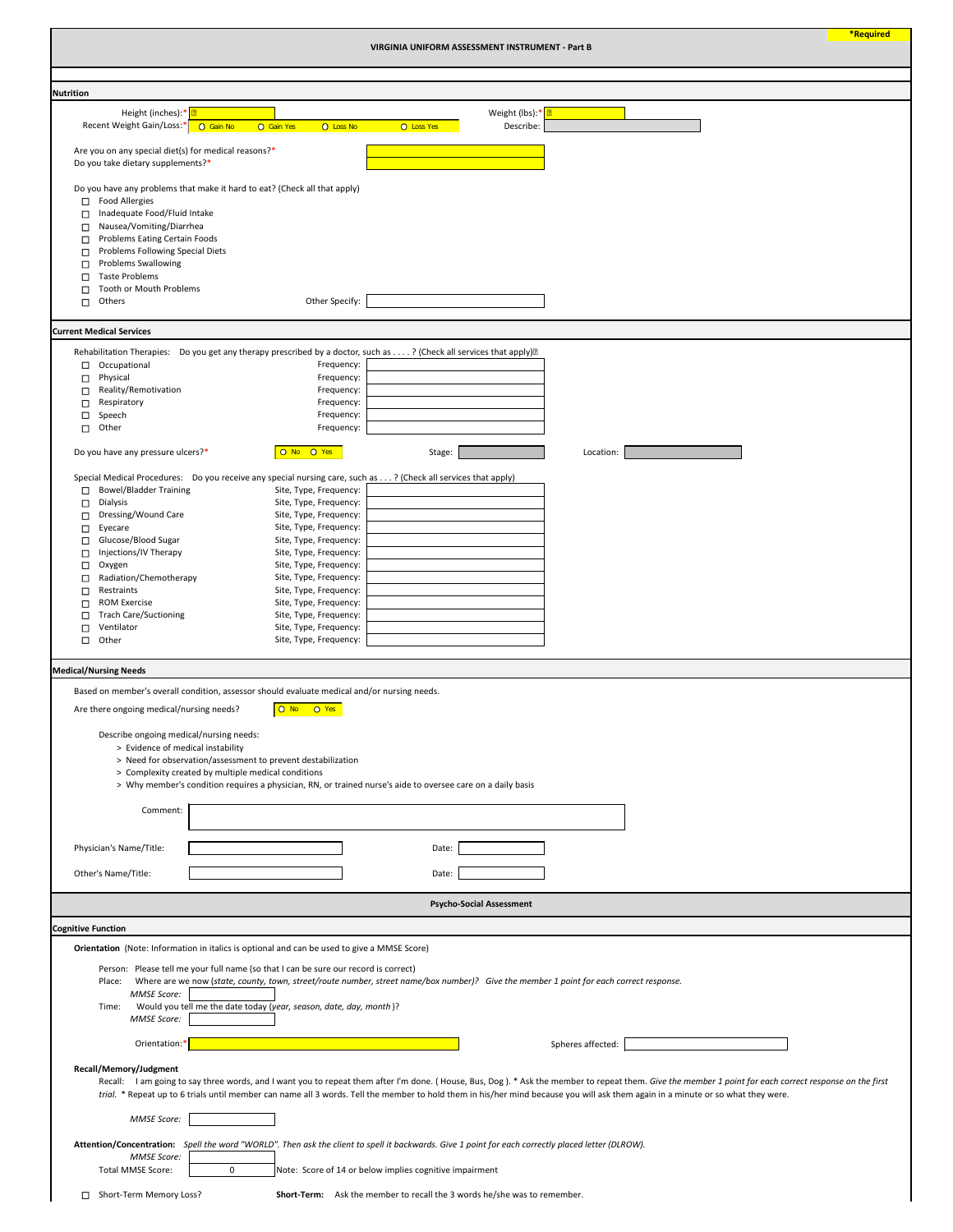*Required

# VIRGINIA UNIFORM ASSESSMENT INSTRUMENT - Part B

## Nutrition

Height (inches):* 　　　　Weight (lbs):*

Recent Weight Gain/Loss:* ○ Gain No ○ Gain Yes ○ Loss No ○ Loss Yes　　Describe:

Are you on any special diet(s) for medical reasons?*

Do you take dietary supplements?*

Do you have any problems that make it hard to eat? (Check all that apply)

- ☐ Food Allergies
- ☐ Inadequate Food/Fluid Intake
- ☐ Nausea/Vomiting/Diarrhea
- ☐ Problems Eating Certain Foods
- ☐ Problems Following Special Diets
- ☐ Problems Swallowing
- ☐ Taste Problems
- ☐ Tooth or Mouth Problems
- ☐ Others　　　　Other Specify:

## Current Medical Services

Rehabilitation Therapies: Do you get any therapy prescribed by a doctor, such as . . . . ? (Check all services that apply)

| Therapy | Frequency |
|---|---|
| ☐ Occupational | Frequency: |
| ☐ Physical | Frequency: |
| ☐ Reality/Remotivation | Frequency: |
| ☐ Respiratory | Frequency: |
| ☐ Speech | Frequency: |
| ☐ Other | Frequency: |

Do you have any pressure ulcers?* ○ No ○ Yes　　Stage:　　Location:

Special Medical Procedures: Do you receive any special nursing care, such as . . . ? (Check all services that apply)

| Procedure | Site, Type, Frequency |
|---|---|
| ☐ Bowel/Bladder Training | Site, Type, Frequency: |
| ☐ Dialysis | Site, Type, Frequency: |
| ☐ Dressing/Wound Care | Site, Type, Frequency: |
| ☐ Eyecare | Site, Type, Frequency: |
| ☐ Glucose/Blood Sugar | Site, Type, Frequency: |
| ☐ Injections/IV Therapy | Site, Type, Frequency: |
| ☐ Oxygen | Site, Type, Frequency: |
| ☐ Radiation/Chemotherapy | Site, Type, Frequency: |
| ☐ Restraints | Site, Type, Frequency: |
| ☐ ROM Exercise | Site, Type, Frequency: |
| ☐ Trach Care/Suctioning | Site, Type, Frequency: |
| ☐ Ventilator | Site, Type, Frequency: |
| ☐ Other | Site, Type, Frequency: |

## Medical/Nursing Needs

Based on member's overall condition, assessor should evaluate medical and/or nursing needs.

Are there ongoing medical/nursing needs? ○ No ○ Yes

Describe ongoing medical/nursing needs:

- > Evidence of medical instability
- > Need for observation/assessment to prevent destabilization
- > Complexity created by multiple medical conditions
- > Why member's condition requires a physician, RN, or trained nurse's aide to oversee care on a daily basis

Comment:

Physician's Name/Title:　　　　Date:

Other's Name/Title:　　　　Date:

# Psycho-Social Assessment

## Cognitive Function

**Orientation** (Note: Information in italics is optional and can be used to give a MMSE Score)

Person: Please tell me your full name (so that I can be sure our record is correct)

Place: Where are we now (*state, county, town, street/route number, street name/box number)? Give the member 1 point for each correct response.*

*MMSE Score:*

Time: Would you tell me the date today (*year, season, date, day, month*)?

*MMSE Score:*

Orientation:*　　　　Spheres affected:

**Recall/Memory/Judgment**

Recall: I am going to say three words, and I want you to repeat them after I'm done. ( House, Bus, Dog ). * Ask the member to repeat them. *Give the member 1 point for each correct response on the first trial.* * Repeat up to 6 trials until member can name all 3 words. Tell the member to hold them in his/her mind because you will ask them again in a minute or so what they were.

*MMSE Score:*

**Attention/Concentration:** *Spell the word "WORLD". Then ask the client to spell it backwards. Give 1 point for each correctly placed letter (DLROW).*

*MMSE Score:*

Total MMSE Score: 0　　Note: Score of 14 or below implies cognitive impairment

☐ Short-Term Memory Loss?　　**Short-Term:** Ask the member to recall the 3 words he/she was to remember.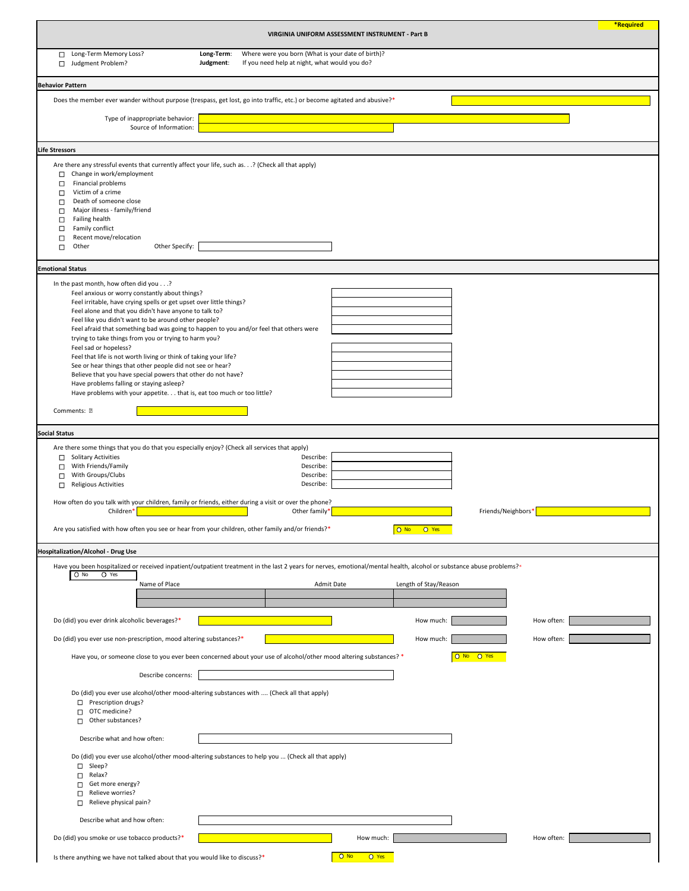*Required

# VIRGINIA UNIFORM ASSESSMENT INSTRUMENT - Part B

- ☐ Long-Term Memory Loss? — **Long-Term**: Where were you born (What is your date of birth)?
- ☐ Judgment Problem? — **Judgment**: If you need help at night, what would you do?

## Behavior Pattern

Does the member ever wander without purpose (trespass, get lost, go into traffic, etc.) or become agitated and abusive?*

Type of inappropriate behavior:

Source of Information:

## Life Stressors

Are there any stressful events that currently affect your life, such as. . .? (Check all that apply)

- ☐ Change in work/employment
- ☐ Financial problems
- ☐ Victim of a crime
- ☐ Death of someone close
- ☐ Major illness - family/friend
- ☐ Failing health
- ☐ Family conflict
- ☐ Recent move/relocation
- ☐ Other — Other Specify:

## Emotional Status

In the past month, how often did you . . .?

- Feel anxious or worry constantly about things?
- Feel irritable, have crying spells or get upset over little things?
- Feel alone and that you didn't have anyone to talk to?
- Feel like you didn't want to be around other people?
- Feel afraid that something bad was going to happen to you and/or feel that others were trying to take things from you or trying to harm you?
- Feel sad or hopeless?
- Feel that life is not worth living or think of taking your life?
- See or hear things that other people did not see or hear?
- Believe that you have special powers that other do not have?
- Have problems falling or staying asleep?
- Have problems with your appetite. . . that is, eat too much or too little?

Comments:

## Social Status

Are there some things that you do that you especially enjoy? (Check all services that apply)

- ☐ Solitary Activities — Describe:
- ☐ With Friends/Family — Describe:
- ☐ With Groups/Clubs — Describe:
- ☐ Religious Activities — Describe:

How often do you talk with your children, family or friends, either during a visit or over the phone?

Children* — Other family* — Friends/Neighbors*

Are you satisfied with how often you see or hear from your children, other family and/or friends?* ○ No ○ Yes

## Hospitalization/Alcohol - Drug Use

Have you been hospitalized or received inpatient/outpatient treatment in the last 2 years for nerves, emotional/mental health, alcohol or substance abuse problems?* ○ No ○ Yes

| Name of Place | Admit Date | Length of Stay/Reason |
|---|---|---|
| | | |
| | | |

Do (did) you ever drink alcoholic beverages?* — How much: — How often:

Do (did) you ever use non-prescription, mood altering substances?* — How much: — How often:

Have you, or someone close to you ever been concerned about your use of alcohol/other mood altering substances? * ○ No ○ Yes

Describe concerns:

Do (did) you ever use alcohol/other mood-altering substances with .... (Check all that apply)

- ☐ Prescription drugs?
- ☐ OTC medicine?
- ☐ Other substances?

Describe what and how often:

Do (did) you ever use alcohol/other mood-altering substances to help you ... (Check all that apply)

- ☐ Sleep?
- ☐ Relax?
- ☐ Get more energy?
- ☐ Relieve worries?
- ☐ Relieve physical pain?

Describe what and how often:

Do (did) you smoke or use tobacco products?* — How much: — How often:

Is there anything we have not talked about that you would like to discuss?* ○ No ○ Yes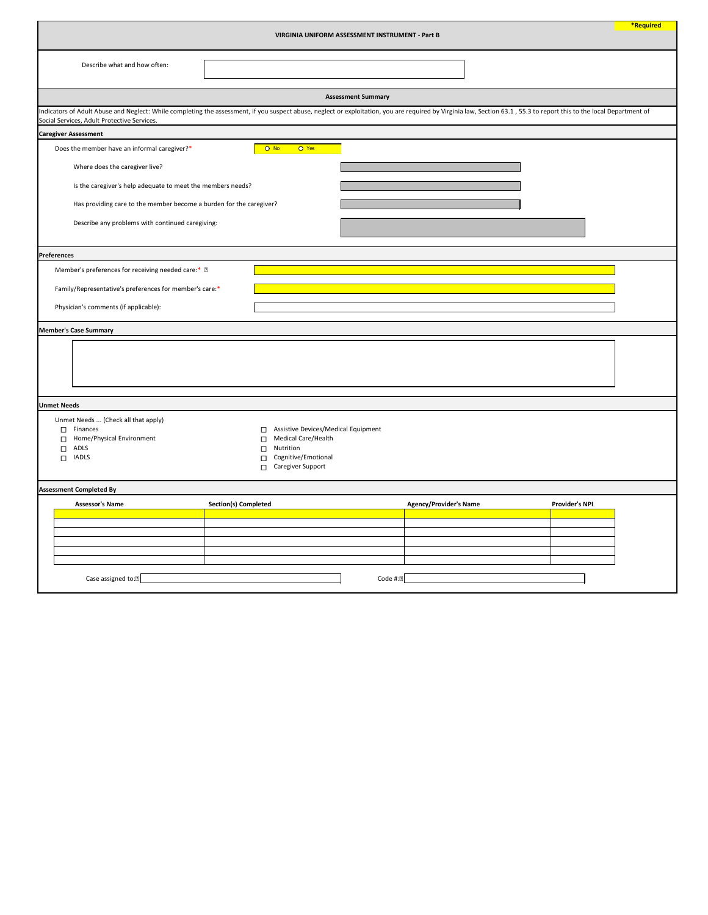*Required

# VIRGINIA UNIFORM ASSESSMENT INSTRUMENT - Part B

Describe what and how often:

## Assessment Summary

Indicators of Adult Abuse and Neglect: While completing the assessment, if you suspect abuse, neglect or exploitation, you are required by Virginia law, Section 63.1 , 55.3 to report this to the local Department of Social Services, Adult Protective Services.

### Caregiver Assessment

Does the member have an informal caregiver?* ○ No ○ Yes

Where does the caregiver live?

Is the caregiver's help adequate to meet the members needs?

Has providing care to the member become a burden for the caregiver?

Describe any problems with continued caregiving:

### Preferences

Member's preferences for receiving needed care:*

Family/Representative's preferences for member's care:*

Physician's comments (if applicable):

### Member's Case Summary

### Unmet Needs

Unmet Needs ... (Check all that apply)

- ☐ Finances
- ☐ Home/Physical Environment
- ☐ ADLS
- ☐ IADLS
- ☐ Assistive Devices/Medical Equipment
- ☐ Medical Care/Health
- ☐ Nutrition
- ☐ Cognitive/Emotional
- ☐ Caregiver Support

### Assessment Completed By

| Assessor's Name | Section(s) Completed | Agency/Provider's Name | Provider's NPI |
|---|---|---|---|
| | | | |
| | | | |
| | | | |
| | | | |
| | | | |
| | | | |

Case assigned to:

Code #: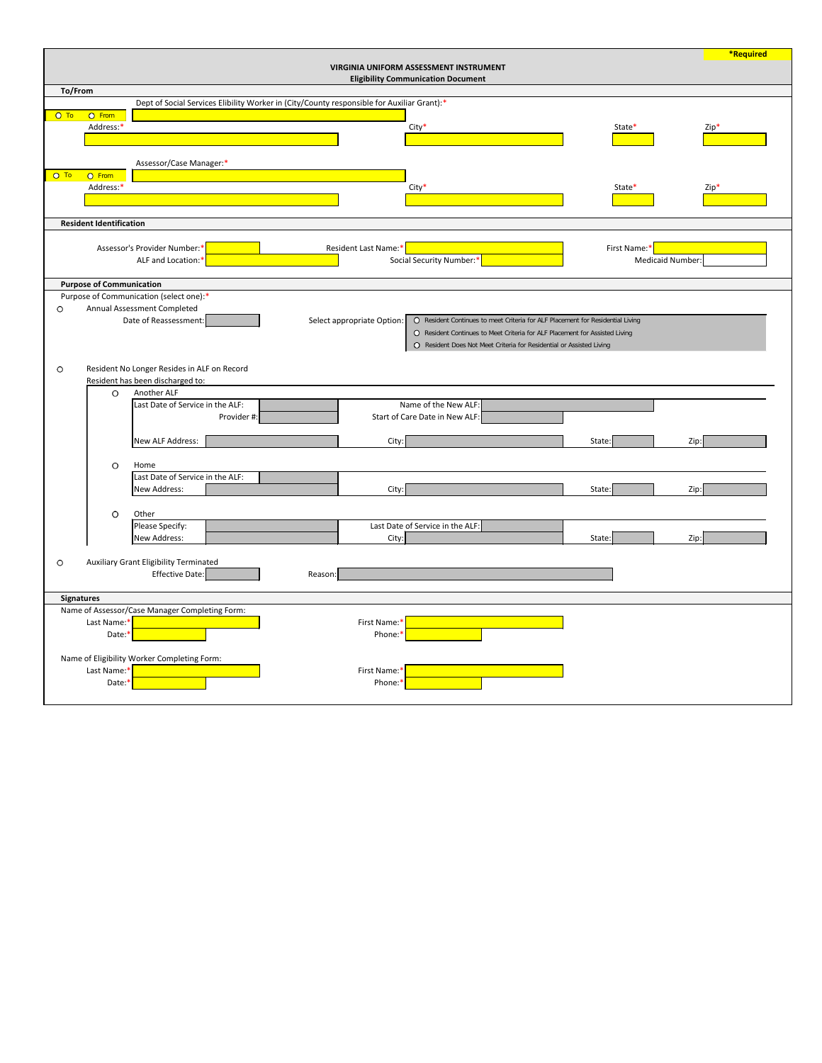*Required

# VIRGINIA UNIFORM ASSESSMENT INSTRUMENT

## Eligibility Communication Document

### To/From

○ To ○ From

Dept of Social Services Elibility Worker in (City/County responsible for Auxiliar Grant):*

Address:* City* State* Zip*

○ To ○ From

Assessor/Case Manager:*

Address:* City* State* Zip*

### Resident Identification

Assessor's Provider Number:* Resident Last Name:* First Name:*

ALF and Location:* Social Security Number:* Medicaid Number:

### Purpose of Communication

Purpose of Communication (select one):*

○ Annual Assessment Completed

Date of Reassessment:

Select appropriate Option:

- ○ Resident Continues to meet Criteria for ALF Placement for Residential Living
- ○ Resident Continues to Meet Criteria for ALF Placement for Assisted Living
- ○ Resident Does Not Meet Criteria for Residential or Assisted Living

○ Resident No Longer Resides in ALF on Record

Resident has been discharged to:

○ Another ALF

Last Date of Service in the ALF: Name of the New ALF:

Provider #: Start of Care Date in New ALF:

New ALF Address: City: State: Zip:

○ Home

Last Date of Service in the ALF:

New Address: City: State: Zip:

○ Other

Please Specify: Last Date of Service in the ALF:

New Address: City: State: Zip:

○ Auxiliary Grant Eligibility Terminated

Effective Date: Reason:

### Signatures

Name of Assessor/Case Manager Completing Form:

Last Name:* First Name:*

Date:* Phone:*

Name of Eligibility Worker Completing Form:

Last Name:* First Name:*

Date:* Phone:*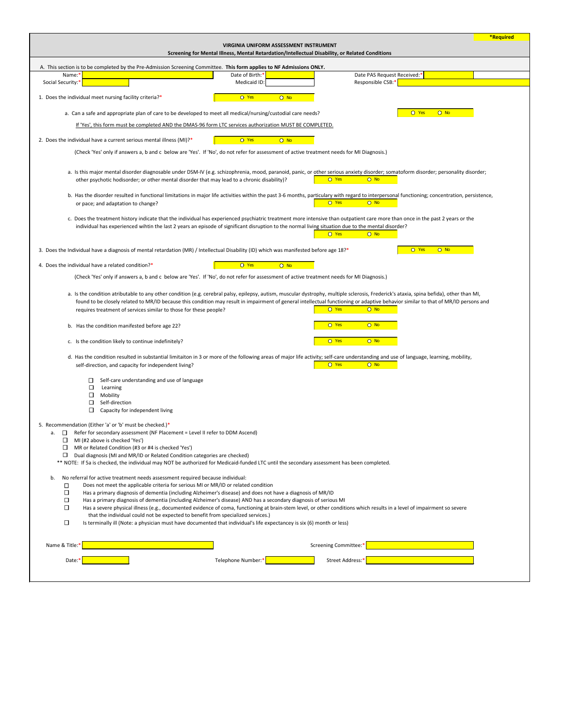*Required

# VIRGINIA UNIFORM ASSESSMENT INSTRUMENT

## Screening for Mental Illness, Mental Retardation/Intellectual Disability, or Related Conditions

A. This section is to be completed by the Pre-Admission Screening Committee. **This form applies to NF Admissions ONLY.**

| Name:* | | Date of Birth:* | | Date PAS Request Received:* | |
|---|---|---|---|---|---|
| Social Security:* | | Medicaid ID: | | Responsible CSB:* | |

1. Does the individual meet nursing facility criteria?* ○ Yes ○ No

   a. Can a safe and appropriate plan of care to be developed to meet all medical/nursing/custodial care needs? ○ Yes ○ No

   If 'Yes', this form must be completed AND the DMAS-96 form LTC services authorization MUST BE COMPLETED.

2. Does the individual have a current serious mental illness (MI)?* ○ Yes ○ No

   (Check 'Yes' only if answers a, b and c below are 'Yes'. If 'No', do not refer for assessment of active treatment needs for MI Diagnosis.)

   a. Is this major mental disorder diagnosable under DSM-IV (e.g. schizophrenia, mood, paranoid, panic, or other serious anxiety disorder; somatoform disorder; personality disorder; other psychotic hodisorder; or other mental disorder that may lead to a chronic disability)? ○ Yes ○ No

   b. Has the disorder resulted in functional limitations in major life activities within the past 3-6 months, particulary with regard to interpersonal functioning; concentration, persistence, or pace; and adaptation to change? ○ Yes ○ No

   c. Does the treatment history indicate that the individual has experienced psychiatric treatment more intensive than outpatient care more than once in the past 2 years or the individual has experienced wihtin the last 2 years an episode of significant disruption to the normal living situation due to the mental disorder? ○ Yes ○ No

3. Does the Individual have a diagnosis of mental retardation (MR) / Intellectual Disability (ID) which was manifested before age 18?* ○ Yes ○ No

4. Does the individual have a related condition?* ○ Yes ○ No

   (Check 'Yes' only if answers a, b and c below are 'Yes'. If 'No', do not refer for assessment of active treatment needs for MI Diagnosis.)

   a. Is the condition atributable to any other condition (e.g. cerebral palsy, epilepsy, autism, muscular dystrophy, multiple sclerosis, Frederick's ataxia, spina befida), other than MI, found to be closely related to MR/ID because this condition may result in impairment of general intellectual functioning or adaptive behavior similar to that of MR/ID persons and requires treatment of services similar to those for these people? ○ Yes ○ No

   b. Has the condition manifested before age 22? ○ Yes ○ No

   c. Is the condition likely to continue indefinitely? ○ Yes ○ No

   d. Has the condition resulted in substantial limitaiton in 3 or more of the following areas of major life activity; self-care understanding and use of language, learning, mobility, self-direction, and capacity for independent living? ○ Yes ○ No

   - ☐ Self-care understanding and use of language
   - ☐ Learning
   - ☐ Mobility
   - ☐ Self-direction
   - ☐ Capacity for independent living

5. Recommendation (Either 'a' or 'b' must be checked.)*

   a. ☐ Refer for secondary assessment (NF Placement = Level II refer to DDM Ascend)
   - ☐ MI (#2 above is checked 'Yes')
   - ☐ MR or Related Condition (#3 or #4 is checked 'Yes')
   - ☐ Dual diagnosis (MI and MR/ID or Related Condition categories are checked)

   ** NOTE: If 5a is checked, the individual may NOT be authorized for Medicaid-funded LTC until the secondary assessment has been completed.

   b. No referral for active treatment needs assessment required because individual:
   - ☐ Does not meet the applicable criteria for serious MI or MR/ID or related condition
   - ☐ Has a primary diagnosis of dementia (including Alzheimer's disease) and does not have a diagnosis of MR/ID
   - ☐ Has a primary diagnosis of dementia (including Alzheimer's disease) AND has a secondary diagnosis of serious MI
   - ☐ Has a severe physical illness (e.g., documented evidence of coma, functioning at brain-stem level, or other conditions which results in a level of impairment so severe that the individual could not be expected to benefit from specialized services.)
   - ☐ Is terminally ill (Note: a physician must have documented that individual's life expectancy is six (6) month or less)

| Name & Title:* | | | Screening Committee:* | |
|---|---|---|---|---|
| Date:* | | Telephone Number:* | Street Address:* | |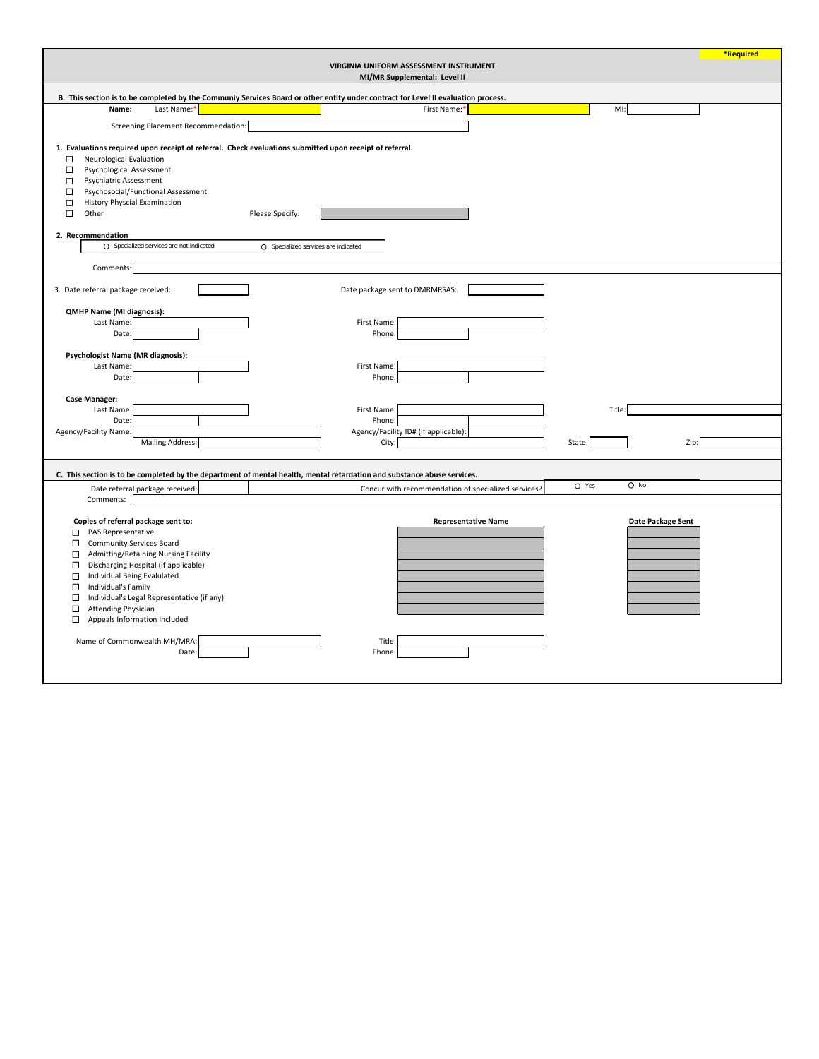*Required

# VIRGINIA UNIFORM ASSESSMENT INSTRUMENT
## MI/MR Supplemental: Level II

**B. This section is to be completed by the Communiy Services Board or other entity under contract for Level II evaluation process.**

**Name:** Last Name:* ______ First Name:* ______ MI: ______

Screening Placement Recommendation: ______

**1. Evaluations required upon receipt of referral. Check evaluations submitted upon receipt of referral.**

- ☐ Neurological Evaluation
- ☐ Psychological Assessment
- ☐ Psychiatric Assessment
- ☐ Psychosocial/Functional Assessment
- ☐ History Physcial Examination
- ☐ Other Please Specify: ______

**2. Recommendation**

○ Specialized services are not indicated ○ Specialized services are indicated

Comments: ______

3. Date referral package received: ______ Date package sent to DMRMRSAS: ______

**QMHP Name (MI diagnosis):**

Last Name: ______ First Name: ______
Date: ______ Phone: ______

**Psychologist Name (MR diagnosis):**

Last Name: ______ First Name: ______
Date: ______ Phone: ______

**Case Manager:**

Last Name: ______ First Name: ______ Title: ______
Date: ______ Phone: ______
Agency/Facility Name: ______ Agency/Facility ID# (if applicable): ______
Mailing Address: ______ City: ______ State: ______ Zip: ______

**C. This section is to be completed by the department of mental health, mental retardation and substance abuse services.**

Date referral package received: ______ Concur with recommendation of specialized services? ○ Yes ○ No

Comments: ______

| Copies of referral package sent to: | Representative Name | Date Package Sent |
|---|---|---|
| ☐ PAS Representative | | |
| ☐ Community Services Board | | |
| ☐ Admitting/Retaining Nursing Facility | | |
| ☐ Discharging Hospital (if applicable) | | |
| ☐ Individual Being Evalutated | | |
| ☐ Individual's Family | | |
| ☐ Individual's Legal Representative (if any) | | |
| ☐ Attending Physician | | |
| ☐ Appeals Information Included | | |

Name of Commonwealth MH/MRA: ______ Title: ______
Date: ______ Phone: ______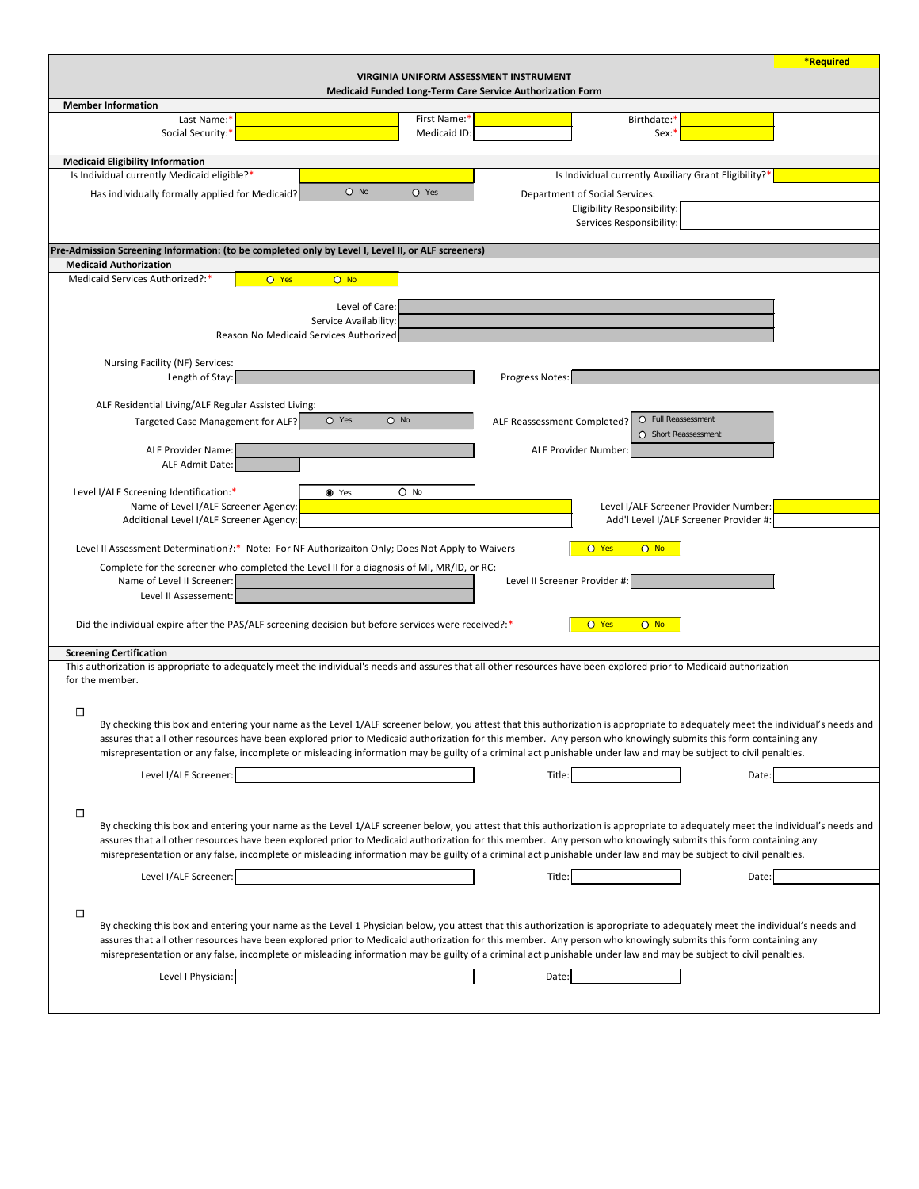*Required

# VIRGINIA UNIFORM ASSESSMENT INSTRUMENT

## Medicaid Funded Long-Term Care Service Authorization Form

**Member Information**

| | | | | | |
|---|---|---|---|---|---|
| Last Name:* | | First Name:* | | Birthdate:* | |
| Social Security:* | | Medicaid ID: | | Sex:* | |

**Medicaid Eligibility Information**

Is Individual currently Medicaid eligible?*

Is Individual currently Auxiliary Grant Eligibility?*

Has individually formally applied for Medicaid? ○ No ○ Yes

Department of Social Services:

Eligibility Responsibility:

Services Responsibility:

**Pre-Admission Screening Information: (to be completed only by Level I, Level II, or ALF screeners)**

**Medicaid Authorization**

Medicaid Services Authorized?:* ○ Yes ○ No

Level of Care:

Service Availability:

Reason No Medicaid Services Authorized

Nursing Facility (NF) Services:

Length of Stay:

Progress Notes:

ALF Residential Living/ALF Regular Assisted Living:

Targeted Case Management for ALF? ○ Yes ○ No

ALF Reassessment Completed? ○ Full Reassessment ○ Short Reassessment

ALF Provider Name:

ALF Provider Number:

ALF Admit Date:

Level I/ALF Screening Identification:* ◉ Yes ○ No

Name of Level I/ALF Screener Agency:

Level I/ALF Screener Provider Number:

Additional Level I/ALF Screener Agency:

Add'l Level I/ALF Screener Provider #:

Level II Assessment Determination?:* Note: For NF Authorizaiton Only; Does Not Apply to Waivers ○ Yes ○ No

Complete for the screener who completed the Level II for a diagnosis of MI, MR/ID, or RC:

Name of Level II Screener:

Level II Screener Provider #:

Level II Assessement:

Did the individual expire after the PAS/ALF screening decision but before services were received?:* ○ Yes ○ No

**Screening Certification**

This authorization is appropriate to adequately meet the individual's needs and assures that all other resources have been explored prior to Medicaid authorization for the member.

☐

By checking this box and entering your name as the Level 1/ALF screener below, you attest that this authorization is appropriate to adequately meet the individual's needs and assures that all other resources have been explored prior to Medicaid authorization for this member. Any person who knowingly submits this form containing any misrepresentation or any false, incomplete or misleading information may be guilty of a criminal act punishable under law and may be subject to civil penalties.

Level I/ALF Screener: Title: Date:

☐

By checking this box and entering your name as the Level 1/ALF screener below, you attest that this authorization is appropriate to adequately meet the individual's needs and assures that all other resources have been explored prior to Medicaid authorization for this member. Any person who knowingly submits this form containing any misrepresentation or any false, incomplete or misleading information may be guilty of a criminal act punishable under law and may be subject to civil penalties.

Level I/ALF Screener: Title: Date:

☐

By checking this box and entering your name as the Level 1 Physician below, you attest that this authorization is appropriate to adequately meet the individual's needs and assures that all other resources have been explored prior to Medicaid authorization for this member. Any person who knowingly submits this form containing any misrepresentation or any false, incomplete or misleading information may be guilty of a criminal act punishable under law and may be subject to civil penalties.

Level I Physician: Date: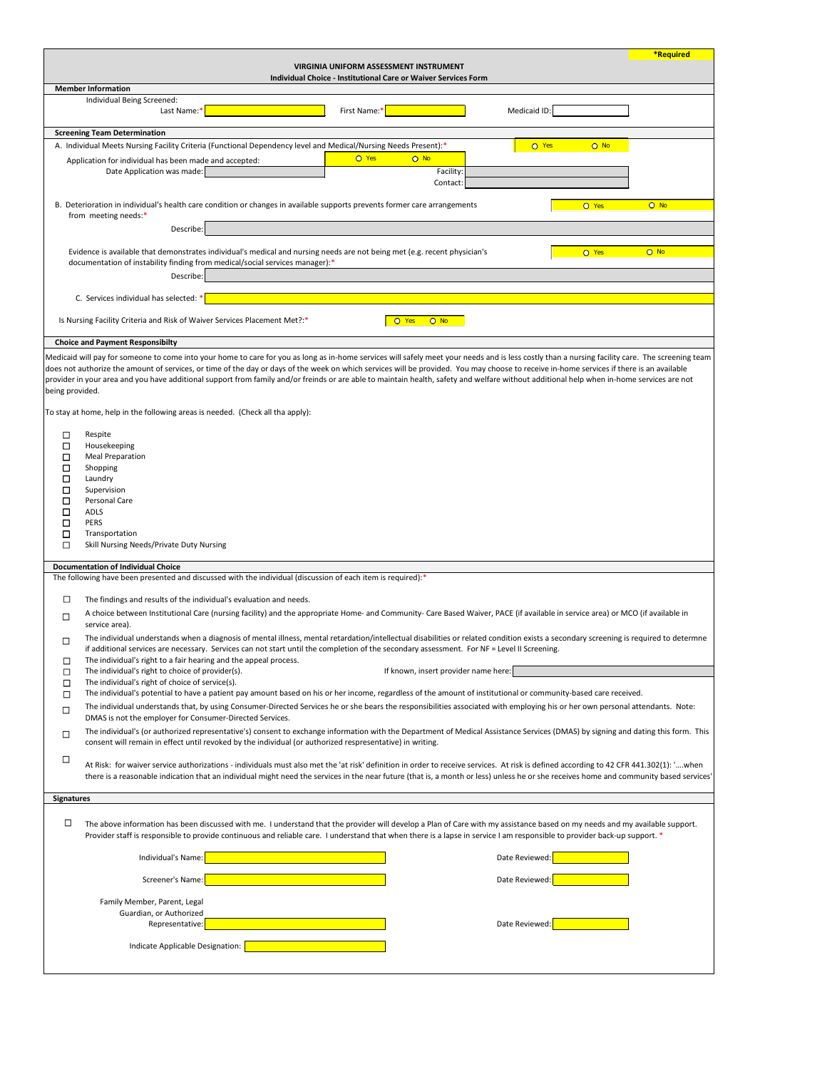*Required

**VIRGINIA UNIFORM ASSESSMENT INSTRUMENT**
**Individual Choice - Institutional Care or Waiver Services Form**

**Member Information**

Individual Being Screened:

Last Name:* ______ First Name:* ______ Medicaid ID: ______

**Screening Team Determination**

A. Individual Meets Nursing Facility Criteria (Functional Dependency level and Medical/Nursing Needs Present):* ○ Yes ○ No

Application for individual has been made and accepted: ○ Yes ○ No

Date Application was made: ______ Facility: ______

Contact: ______

B. Deterioration in individual's health care condition or changes in available supports prevents former care arrangements from meeting needs:* ○ Yes ○ No

Describe: ______

Evidence is available that demonstrates individual's medical and nursing needs are not being met (e.g. recent physician's documentation of instability finding from medical/social services manager):* ○ Yes ○ No

Describe: ______

C. Services individual has selected: * ______

Is Nursing Facility Criteria and Risk of Waiver Services Placement Met?:* ○ Yes ○ No

**Choice and Payment Responsibilty**

Medicaid will pay for someone to come into your home to care for you as long as in-home services will safely meet your needs and is less costly than a nursing facility care. The screening team does not authorize the amount of services, or time of the day or days of the week on which services will be provided. You may choose to receive in-home services if there is an available provider in your area and you have additional support from family and/or freinds or are able to maintain health, safety and welfare without additional help when in-home services are not being provided.

To stay at home, help in the following areas is needed. (Check all tha apply):

- ☐ Respite
- ☐ Housekeeping
- ☐ Meal Preparation
- ☐ Shopping
- ☐ Laundry
- ☐ Supervision
- ☐ Personal Care
- ☐ ADLS
- ☐ PERS
- ☐ Transportation
- ☐ Skill Nursing Needs/Private Duty Nursing

**Documentation of Individual Choice**

The following have been presented and discussed with the individual (discussion of each item is required):*

- ☐ The findings and results of the individual's evaluation and needs.
- ☐ A choice between Institutional Care (nursing facility) and the appropriate Home- and Community- Care Based Waiver, PACE (if available in service area) or MCO (if available in service area).
- ☐ The individual understands when a diagnosis of mental illness, mental retardation/intellectual disabilities or related condition exists a secondary screening is required to determne if additional services are necessary. Services can not start until the completion of the secondary assessment. For NF = Level II Screening.
- ☐ The individual's right to a fair hearing and the appeal process.
- ☐ The individual's right to choice of provider(s). If known, insert provider name here: ______
- ☐ The individual's right of choice of service(s).
- ☐ The individual's potential to have a patient pay amount based on his or her income, regardless of the amount of institutional or community-based care received.
- ☐ The individual understands that, by using Consumer-Directed Services he or she bears the responsibilities associated with employing his or her own personal attendants. Note: DMAS is not the employer for Consumer-Directed Services.
- ☐ The individual's (or authorized representative's) consent to exchange information with the Department of Medical Assistance Services (DMAS) by signing and dating this form. This consent will remain in effect until revoked by the individual (or authorized representative) in writing.
- ☐ At Risk: for waiver service authorizations - individuals must also met the 'at risk' definition in order to receive services. At risk is defined according to 42 CFR 441.302(1): '....when there is a reasonable indication that an individual might need the services in the near future (that is, a month or less) unless he or she receives home and community based services'

**Signatures**

☐ The above information has been discussed with me. I understand that the provider will develop a Plan of Care with my assistance based on my needs and my available support. Provider staff is responsible to provide continuous and reliable care. I understand that when there is a lapse in service I am responsible to provider back-up support. *

Individual's Name: ______ Date Reviewed: ______

Screener's Name: ______ Date Reviewed: ______

Family Member, Parent, Legal Guardian, or Authorized Representative: ______ Date Reviewed: ______

Indicate Applicable Designation: ______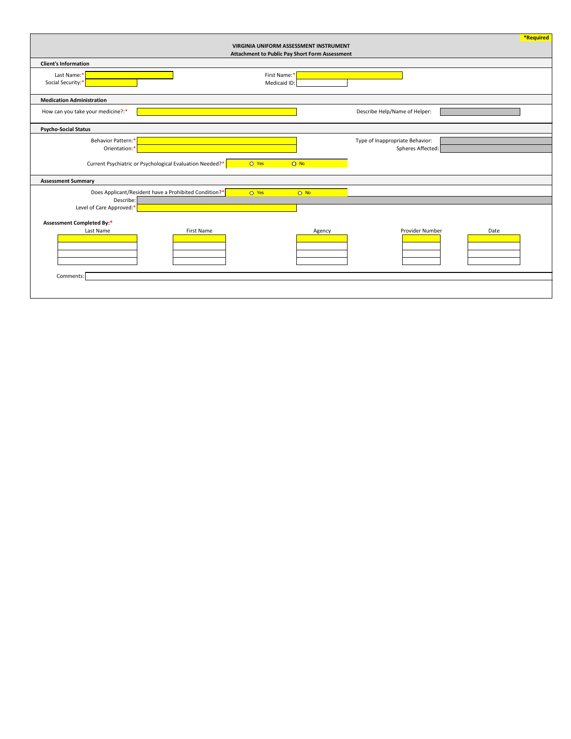*Required

# VIRGINIA UNIFORM ASSESSMENT INSTRUMENT

**Attachment to Public Pay Short Form Assessment**

**Client's Information**

Last Name:*

First Name:*

Social Security:*

Medicaid ID:

**Medication Administration**

How can you take your medicine?:*

Describe Help/Name of Helper:

**Psycho-Social Status**

Behavior Pattern:*

Type of Inappropriate Behavior:

Orientation:*

Spheres Affected:

Current Psychiatric or Psychological Evaluation Needed?* ○ Yes ○ No

**Assessment Summary**

Does Applicant/Resident have a Prohibited Condition?* ○ Yes ○ No

Describe:

Level of Care Approved:*

**Assessment Completed By:***

| Last Name | First Name | Agency | Provider Number | Date |
| --- | --- | --- | --- | --- |
| | | | | |
| | | | | |
| | | | | |
| | | | | |

Comments: